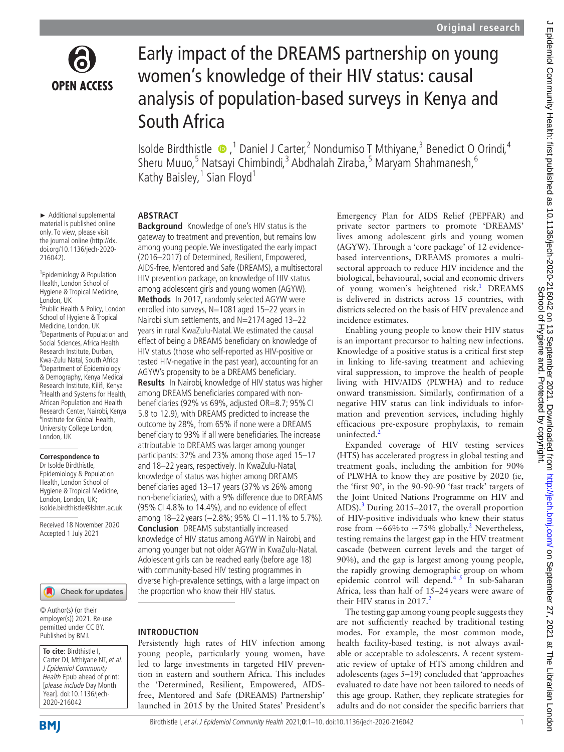# Early impact of the DREAMS partnership on young women's knowledge of their HIV status: causal analysis of population-based surveys in Kenya and South Africa

Isolde Birdthistle [1], Daniel J Carter [2], Nondumiso T Mthiyane [3], Benedict O Orindi [4], Sheru Muuo [5], Natsayi Chimbindi [3], Abdhalah Ziraba [5], Maryam Shahmanesh [6], Kathy Baisley [1], Sian Floyd [1]

► Additional supplemental material is published online only. To view, please visit the journal online (http://dx.doi.org/10.1136/jech-2020-216042).

[1] Epidemiology & Population Health, London School of Hygiene & Tropical Medicine, London, UK
[2] Public Health & Policy, London School of Hygiene & Tropical Medicine, London, UK
[3] Departments of Population and Social Sciences, Africa Health Research Institute, Durban, Kwa-Zulu Natal, South Africa
[4] Department of Epidemiology & Demography, Kenya Medical Research Institute, Kilifi, Kenya
[5] Health and Systems for Health, African Population and Health Research Center, Nairobi, Kenya
[6] Institute for Global Health, University College London, London, UK

**Correspondence to**
Dr Isolde Birdthistle, Epidemiology & Population Health, London School of Hygiene & Tropical Medicine, London, London, UK; isolde.birdthistle@lshtm.ac.uk

Received 18 November 2020
Accepted 1 July 2021

© Author(s) (or their employer(s)) 2021. Re-use permitted under CC BY. Published by BMJ.

**To cite:** Birdthistle I, Carter DJ, Mthiyane NT, *et al*. *J Epidemiol Community Health* Epub ahead of print: [*please include* Day Month Year]. doi:10.1136/jech-2020-216042

## ABSTRACT

**Background** Knowledge of one's HIV status is the gateway to treatment and prevention, but remains low among young people. We investigated the early impact (2016–2017) of Determined, Resilient, Empowered, AIDS-free, Mentored and Safe (DREAMS), a multisectoral HIV prevention package, on knowledge of HIV status among adolescent girls and young women (AGYW).

**Methods** In 2017, randomly selected AGYW were enrolled into surveys, N=1081 aged 15–22 years in Nairobi slum settlements, and N=2174 aged 13–22 years in rural KwaZulu-Natal. We estimated the causal effect of being a DREAMS beneficiary on knowledge of HIV status (those who self-reported as HIV-positive or tested HIV-negative in the past year), accounting for an AGYW's propensity to be a DREAMS beneficiary.

**Results** In Nairobi, knowledge of HIV status was higher among DREAMS beneficiaries compared with non-beneficiaries (92% vs 69%, adjusted OR=8.7; 95% CI 5.8 to 12.9), with DREAMS predicted to increase the outcome by 28%, from 65% if none were a DREAMS beneficiary to 93% if all were beneficiaries. The increase attributable to DREAMS was larger among younger participants: 32% and 23% among those aged 15–17 and 18–22 years, respectively. In KwaZulu-Natal, knowledge of status was higher among DREAMS beneficiaries aged 13–17 years (37% vs 26% among non-beneficiaries), with a 9% difference due to DREAMS (95% CI 4.8% to 14.4%), and no evidence of effect among 18–22 years (−2.8%; 95% CI −11.1% to 5.7%).

**Conclusion** DREAMS substantially increased knowledge of HIV status among AGYW in Nairobi, and among younger but not older AGYW in KwaZulu-Natal. Adolescent girls can be reached early (before age 18) with community-based HIV testing programmes in diverse high-prevalence settings, with a large impact on the proportion who know their HIV status.

## INTRODUCTION

Persistently high rates of HIV infection among young people, particularly young women, have led to large investments in targeted HIV prevention in eastern and southern Africa. This includes the 'Determined, Resilient, Empowered, AIDS-free, Mentored and Safe (DREAMS) Partnership' launched in 2015 by the United States' President's Emergency Plan for AIDS Relief (PEPFAR) and private sector partners to promote 'DREAMS' lives among adolescent girls and young women (AGYW). Through a 'core package' of 12 evidence-based interventions, DREAMS promotes a multisectoral approach to reduce HIV incidence and the biological, behavioural, social and economic drivers of young women's heightened risk.[1] DREAMS is delivered in districts across 15 countries, with districts selected on the basis of HIV prevalence and incidence estimates.

Enabling young people to know their HIV status is an important precursor to halting new infections. Knowledge of a positive status is a critical first step in linking to life-saving treatment and achieving viral suppression, to improve the health of people living with HIV/AIDS (PLWHA) and to reduce onward transmission. Similarly, confirmation of a negative HIV status can link individuals to information and prevention services, including highly efficacious pre-exposure prophylaxis, to remain uninfected.[2]

Expanded coverage of HIV testing services (HTS) has accelerated progress in global testing and treatment goals, including the ambition for 90% of PLWHA to know they are positive by 2020 (ie, the 'first 90', in the 90-90-90 'fast track' targets of the Joint United Nations Programme on HIV and AIDS).[3] During 2015–2017, the overall proportion of HIV-positive individuals who knew their status rose from ~66% to ~75% globally.[2] Nevertheless, testing remains the largest gap in the HIV treatment cascade (between current levels and the target of 90%), and the gap is largest among young people, the rapidly growing demographic group on whom epidemic control will depend.[4,5] In sub-Saharan Africa, less than half of 15–24 years were aware of their HIV status in 2017.[2]

The testing gap among young people suggests they are not sufficiently reached by traditional testing modes. For example, the most common mode, health facility-based testing, is not always available or acceptable to adolescents. A recent systematic review of uptake of HTS among children and adolescents (ages 5–19) concluded that 'approaches evaluated to date have not been tailored to needs of this age group. Rather, they replicate strategies for adults and do not consider the specific barriers that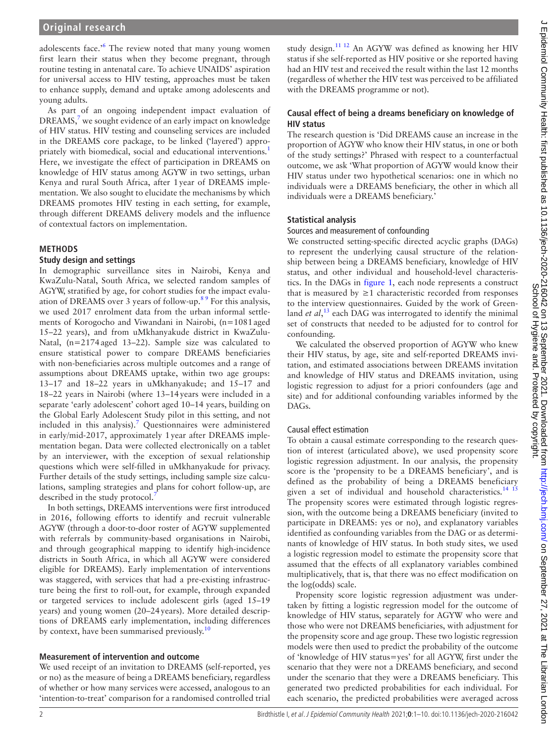adolescents face.'[6] The review noted that many young women first learn their status when they become pregnant, through routine testing in antenatal care. To achieve UNAIDS' aspiration for universal access to HIV testing, approaches must be taken to enhance supply, demand and uptake among adolescents and young adults.

As part of an ongoing independent impact evaluation of DREAMS,[7] we sought evidence of an early impact on knowledge of HIV status. HIV testing and counseling services are included in the DREAMS core package, to be linked ('layered') appropriately with biomedical, social and educational interventions.[1] Here, we investigate the effect of participation in DREAMS on knowledge of HIV status among AGYW in two settings, urban Kenya and rural South Africa, after 1 year of DREAMS implementation. We also sought to elucidate the mechanisms by which DREAMS promotes HIV testing in each setting, for example, through different DREAMS delivery models and the influence of contextual factors on implementation.

## METHODS

### Study design and settings

In demographic surveillance sites in Nairobi, Kenya and KwaZulu-Natal, South Africa, we selected random samples of AGYW, stratified by age, for cohort studies for the impact evaluation of DREAMS over 3 years of follow-up.[8 9] For this analysis, we used 2017 enrolment data from the urban informal settlements of Korogocho and Viwandani in Nairobi, (n=1081 aged 15–22 years), and from uMkhanyakude district in KwaZulu-Natal, (n=2174 aged 13–22). Sample size was calculated to ensure statistical power to compare DREAMS beneficiaries with non-beneficiaries across multiple outcomes and a range of assumptions about DREAMS uptake, within two age groups: 13–17 and 18–22 years in uMkhanyakude; and 15–17 and 18–22 years in Nairobi (where 13–14 years were included in a separate 'early adolescent' cohort aged 10–14 years, building on the Global Early Adolescent Study pilot in this setting, and not included in this analysis).[7] Questionnaires were administered in early/mid-2017, approximately 1 year after DREAMS implementation began. Data were collected electronically on a tablet by an interviewer, with the exception of sexual relationship questions which were self-filled in uMkhanyakude for privacy. Further details of the study settings, including sample size calculations, sampling strategies and plans for cohort follow-up, are described in the study protocol.[7]

In both settings, DREAMS interventions were first introduced in 2016, following efforts to identify and recruit vulnerable AGYW (through a door-to-door roster of AGYW supplemented with referrals by community-based organisations in Nairobi, and through geographical mapping to identify high-incidence districts in South Africa, in which all AGYW were considered eligible for DREAMS). Early implementation of interventions was staggered, with services that had a pre-existing infrastructure being the first to roll-out, for example, through expanded or targeted services to include adolescent girls (aged 15–19 years) and young women (20–24 years). More detailed descriptions of DREAMS early implementation, including differences by context, have been summarised previously.[10]

### Measurement of intervention and outcome

We used receipt of an invitation to DREAMS (self-reported, yes or no) as the measure of being a DREAMS beneficiary, regardless of whether or how many services were accessed, analogous to an 'intention-to-treat' comparison for a randomised controlled trial study design.[11 12] An AGYW was defined as knowing her HIV status if she self-reported as HIV positive or she reported having had an HIV test and received the result within the last 12 months (regardless of whether the HIV test was perceived to be affiliated with the DREAMS programme or not).

### Causal effect of being a dreams beneficiary on knowledge of HIV status

The research question is 'Did DREAMS cause an increase in the proportion of AGYW who know their HIV status, in one or both of the study settings?' Phrased with respect to a counterfactual outcome, we ask 'What proportion of AGYW would know their HIV status under two hypothetical scenarios: one in which no individuals were a DREAMS beneficiary, the other in which all individuals were a DREAMS beneficiary.'

### Statistical analysis

#### Sources and measurement of confounding

We constructed setting-specific directed acyclic graphs (DAGs) to represent the underlying causal structure of the relationship between being a DREAMS beneficiary, knowledge of HIV status, and other individual and household-level characteristics. In the DAGs in figure 1, each node represents a construct that is measured by ≥1 characteristic recorded from responses to the interview questionnaires. Guided by the work of Greenland *et al*,[13] each DAG was interrogated to identify the minimal set of constructs that needed to be adjusted for to control for confounding.

We calculated the observed proportion of AGYW who knew their HIV status, by age, site and self-reported DREAMS invitation, and estimated associations between DREAMS invitation and knowledge of HIV status and DREAMS invitation, using logistic regression to adjust for a priori confounders (age and site) and for additional confounding variables informed by the DAGs.

#### Causal effect estimation

To obtain a causal estimate corresponding to the research question of interest (articulated above), we used propensity score logistic regression adjustment. In our analysis, the propensity score is the 'propensity to be a DREAMS beneficiary', and is defined as the probability of being a DREAMS beneficiary given a set of individual and household characteristics.[14 15] The propensity scores were estimated through logistic regression, with the outcome being a DREAMS beneficiary (invited to participate in DREAMS: yes or no), and explanatory variables identified as confounding variables from the DAG or as determinants of knowledge of HIV status. In both study sites, we used a logistic regression model to estimate the propensity score that assumed that the effects of all explanatory variables combined multiplicatively, that is, that there was no effect modification on the log(odds) scale.

Propensity score logistic regression adjustment was undertaken by fitting a logistic regression model for the outcome of knowledge of HIV status, separately for AGYW who were and those who were not DREAMS beneficiaries, with adjustment for the propensity score and age group. These two logistic regression models were then used to predict the probability of the outcome of 'knowledge of HIV status=yes' for all AGYW, first under the scenario that they were not a DREAMS beneficiary, and second under the scenario that they were a DREAMS beneficiary. This generated two predicted probabilities for each individual. For each scenario, the predicted probabilities were averaged across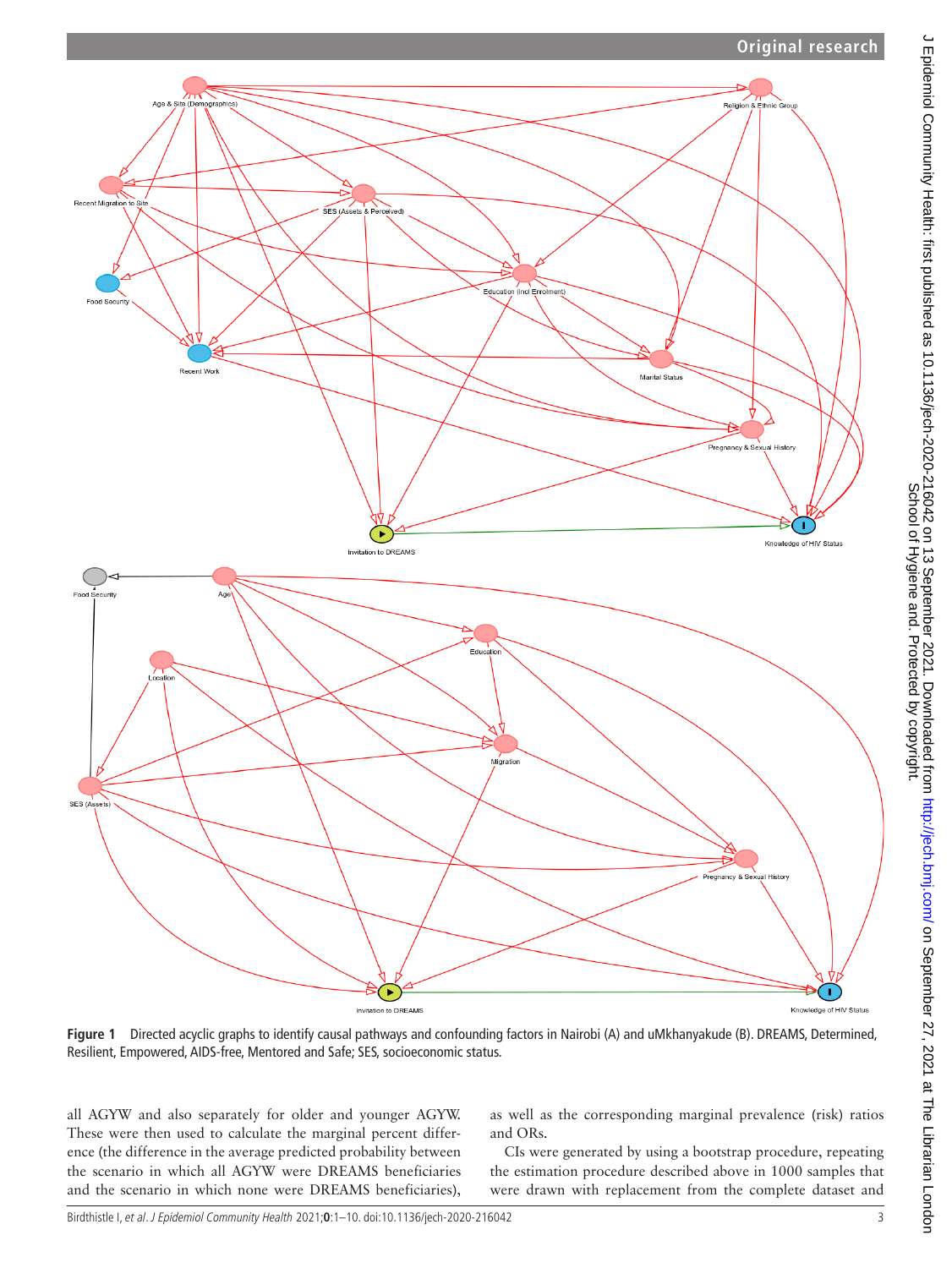Figure 1 Directed acyclic graphs to identify causal pathways and confounding factors in Nairobi (A) and uMkhanyakude (B). DREAMS, Determined, Resilient, Empowered, AIDS-free, Mentored and Safe; SES, socioeconomic status.

all AGYW and also separately for older and younger AGYW. These were then used to calculate the marginal percent difference (the difference in the average predicted probability between the scenario in which all AGYW were DREAMS beneficiaries and the scenario in which none were DREAMS beneficiaries), as well as the corresponding marginal prevalence (risk) ratios and ORs.

CIs were generated by using a bootstrap procedure, repeating the estimation procedure described above in 1000 samples that were drawn with replacement from the complete dataset and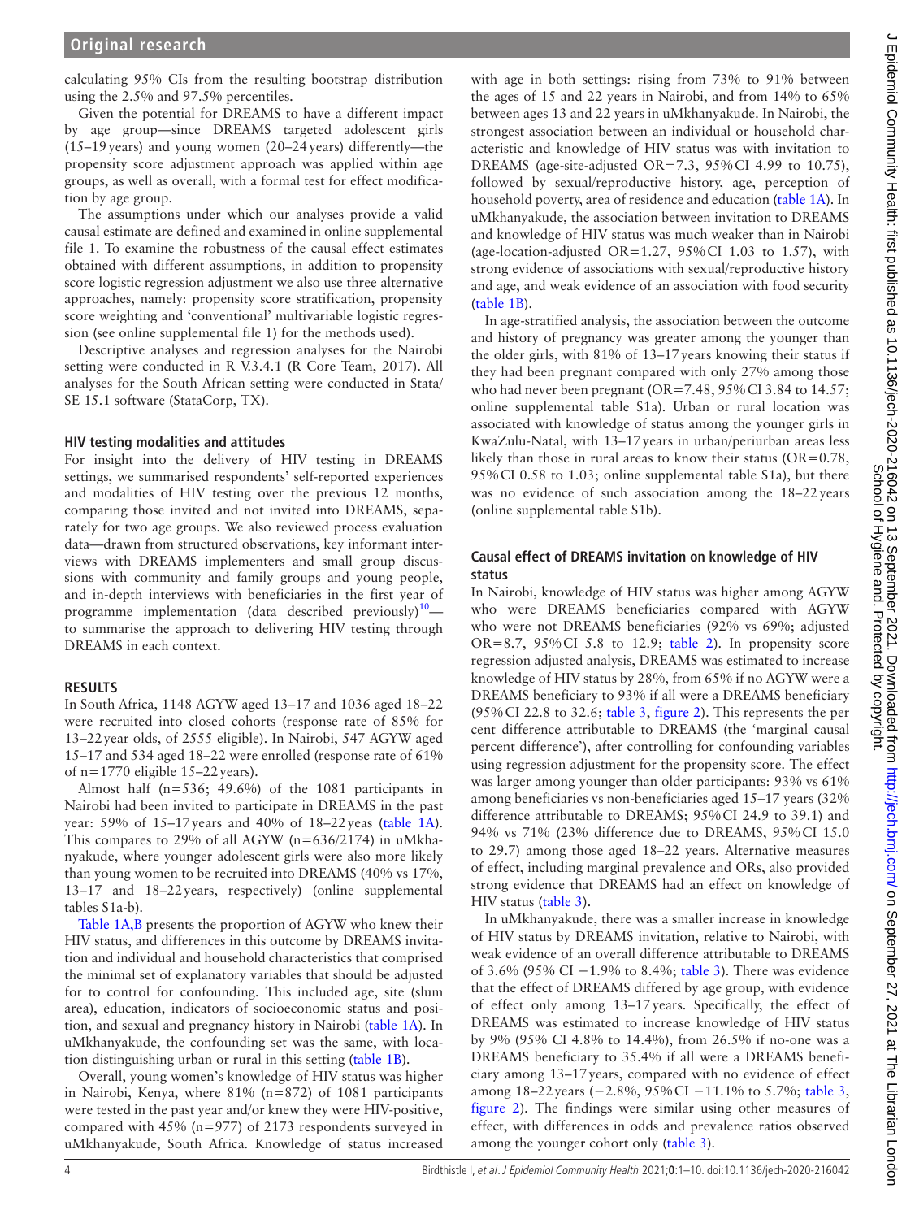calculating 95% CIs from the resulting bootstrap distribution using the 2.5% and 97.5% percentiles.

Given the potential for DREAMS to have a different impact by age group—since DREAMS targeted adolescent girls (15–19 years) and young women (20–24 years) differently—the propensity score adjustment approach was applied within age groups, as well as overall, with a formal test for effect modification by age group.

The assumptions under which our analyses provide a valid causal estimate are defined and examined in online supplemental file 1. To examine the robustness of the causal effect estimates obtained with different assumptions, in addition to propensity score logistic regression adjustment we also use three alternative approaches, namely: propensity score stratification, propensity score weighting and 'conventional' multivariable logistic regression (see online supplemental file 1) for the methods used).

Descriptive analyses and regression analyses for the Nairobi setting were conducted in R V.3.4.1 (R Core Team, 2017). All analyses for the South African setting were conducted in Stata/SE 15.1 software (StataCorp, TX).

### HIV testing modalities and attitudes

For insight into the delivery of HIV testing in DREAMS settings, we summarised respondents' self-reported experiences and modalities of HIV testing over the previous 12 months, comparing those invited and not invited into DREAMS, separately for two age groups. We also reviewed process evaluation data—drawn from structured observations, key informant interviews with DREAMS implementers and small group discussions with community and family groups and young people, and in-depth interviews with beneficiaries in the first year of programme implementation (data described previously)[10]—to summarise the approach to delivering HIV testing through DREAMS in each context.

## RESULTS

In South Africa, 1148 AGYW aged 13–17 and 1036 aged 18–22 were recruited into closed cohorts (response rate of 85% for 13–22 year olds, of 2555 eligible). In Nairobi, 547 AGYW aged 15–17 and 534 aged 18–22 were enrolled (response rate of 61% of n=1770 eligible 15–22 years).

Almost half (n=536; 49.6%) of the 1081 participants in Nairobi had been invited to participate in DREAMS in the past year: 59% of 15–17 years and 40% of 18–22 yeas (table 1A). This compares to 29% of all AGYW (n=636/2174) in uMkhanyakude, where younger adolescent girls were also more likely than young women to be recruited into DREAMS (40% vs 17%, 13–17 and 18–22 years, respectively) (online supplemental tables S1a-b).

Table 1A,B presents the proportion of AGYW who knew their HIV status, and differences in this outcome by DREAMS invitation and individual and household characteristics that comprised the minimal set of explanatory variables that should be adjusted for to control for confounding. This included age, site (slum area), education, indicators of socioeconomic status and position, and sexual and pregnancy history in Nairobi (table 1A). In uMkhanyakude, the confounding set was the same, with location distinguishing urban or rural in this setting (table 1B).

Overall, young women's knowledge of HIV status was higher in Nairobi, Kenya, where 81% (n=872) of 1081 participants were tested in the past year and/or knew they were HIV-positive, compared with 45% (n=977) of 2173 respondents surveyed in uMkhanyakude, South Africa. Knowledge of status increased with age in both settings: rising from 73% to 91% between the ages of 15 and 22 years in Nairobi, and from 14% to 65% between ages 13 and 22 years in uMkhanyakude. In Nairobi, the strongest association between an individual or household characteristic and knowledge of HIV status was with invitation to DREAMS (age-site-adjusted OR=7.3, 95% CI 4.99 to 10.75), followed by sexual/reproductive history, age, perception of household poverty, area of residence and education (table 1A). In uMkhanyakude, the association between invitation to DREAMS and knowledge of HIV status was much weaker than in Nairobi (age-location-adjusted OR=1.27, 95% CI 1.03 to 1.57), with strong evidence of associations with sexual/reproductive history and age, and weak evidence of an association with food security (table 1B).

In age-stratified analysis, the association between the outcome and history of pregnancy was greater among the younger than the older girls, with 81% of 13–17 years knowing their status if they had been pregnant compared with only 27% among those who had never been pregnant (OR=7.48, 95% CI 3.84 to 14.57; online supplemental table S1a). Urban or rural location was associated with knowledge of status among the younger girls in KwaZulu-Natal, with 13–17 years in urban/periurban areas less likely than those in rural areas to know their status (OR=0.78, 95% CI 0.58 to 1.03; online supplemental table S1a), but there was no evidence of such association among the 18–22 years (online supplemental table S1b).

### Causal effect of DREAMS invitation on knowledge of HIV status

In Nairobi, knowledge of HIV status was higher among AGYW who were DREAMS beneficiaries compared with AGYW who were not DREAMS beneficiaries (92% vs 69%; adjusted OR=8.7, 95% CI 5.8 to 12.9; table 2). In propensity score regression adjusted analysis, DREAMS was estimated to increase knowledge of HIV status by 28%, from 65% if no AGYW were a DREAMS beneficiary to 93% if all were a DREAMS beneficiary (95% CI 22.8 to 32.6; table 3, figure 2). This represents the per cent difference attributable to DREAMS (the 'marginal causal percent difference'), after controlling for confounding variables using regression adjustment for the propensity score. The effect was larger among younger than older participants: 93% vs 61% among beneficiaries vs non-beneficiaries aged 15–17 years (32% difference attributable to DREAMS; 95% CI 24.9 to 39.1) and 94% vs 71% (23% difference due to DREAMS, 95% CI 15.0 to 29.7) among those aged 18–22 years. Alternative measures of effect, including marginal prevalence and ORs, also provided strong evidence that DREAMS had an effect on knowledge of HIV status (table 3).

In uMkhanyakude, there was a smaller increase in knowledge of HIV status by DREAMS invitation, relative to Nairobi, with weak evidence of an overall difference attributable to DREAMS of 3.6% (95% CI −1.9% to 8.4%; table 3). There was evidence that the effect of DREAMS differed by age group, with evidence of effect only among 13–17 years. Specifically, the effect of DREAMS was estimated to increase knowledge of HIV status by 9% (95% CI 4.8% to 14.4%), from 26.5% if no-one was a DREAMS beneficiary to 35.4% if all were a DREAMS beneficiary among 13–17 years, compared with no evidence of effect among 18–22 years (−2.8%, 95% CI −11.1% to 5.7%; table 3, figure 2). The findings were similar using other measures of effect, with differences in odds and prevalence ratios observed among the younger cohort only (table 3).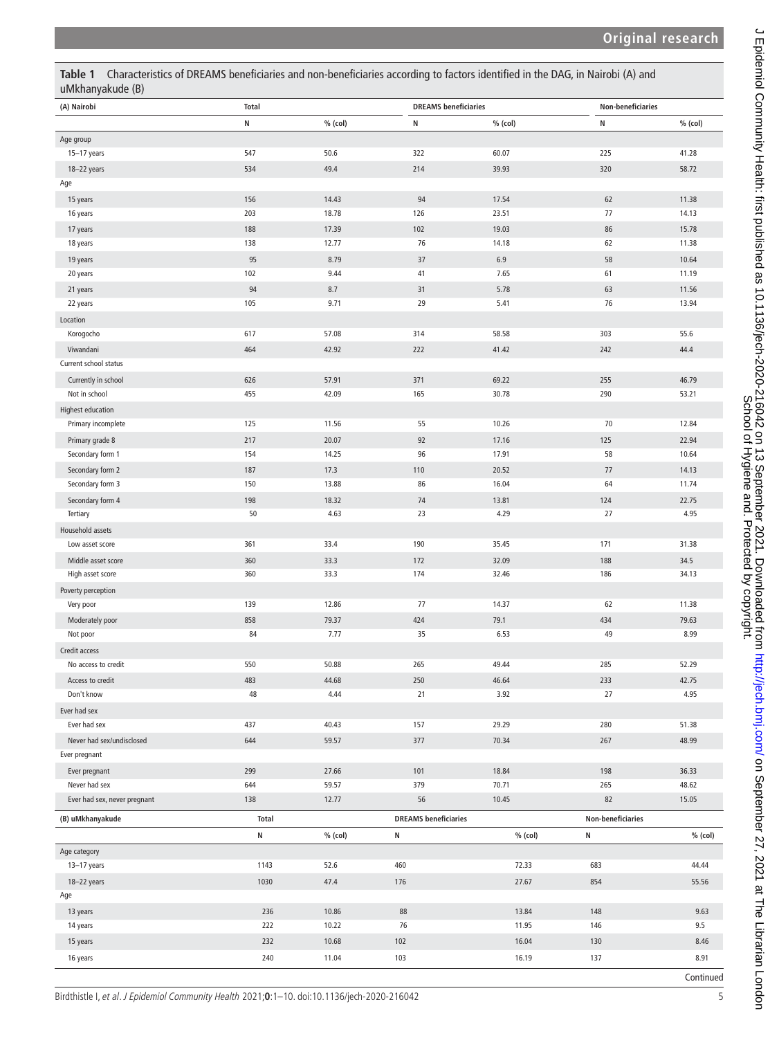**Table 1** Characteristics of DREAMS beneficiaries and non-beneficiaries according to factors identified in the DAG, in Nairobi (A) and uMkhanyakude (B)

| (A) Nairobi | Total | | DREAMS beneficiaries | | Non-beneficiaries | |
|---|---|---|---|---|---|---|
| | N | % (col) | N | % (col) | N | % (col) |
| Age group | | | | | | |
| 15–17 years | 547 | 50.6 | 322 | 60.07 | 225 | 41.28 |
| 18–22 years | 534 | 49.4 | 214 | 39.93 | 320 | 58.72 |
| Age | | | | | | |
| 15 years | 156 | 14.43 | 94 | 17.54 | 62 | 11.38 |
| 16 years | 203 | 18.78 | 126 | 23.51 | 77 | 14.13 |
| 17 years | 188 | 17.39 | 102 | 19.03 | 86 | 15.78 |
| 18 years | 138 | 12.77 | 76 | 14.18 | 62 | 11.38 |
| 19 years | 95 | 8.79 | 37 | 6.9 | 58 | 10.64 |
| 20 years | 102 | 9.44 | 41 | 7.65 | 61 | 11.19 |
| 21 years | 94 | 8.7 | 31 | 5.78 | 63 | 11.56 |
| 22 years | 105 | 9.71 | 29 | 5.41 | 76 | 13.94 |
| Location | | | | | | |
| Korogocho | 617 | 57.08 | 314 | 58.58 | 303 | 55.6 |
| Viwandani | 464 | 42.92 | 222 | 41.42 | 242 | 44.4 |
| Current school status | | | | | | |
| Currently in school | 626 | 57.91 | 371 | 69.22 | 255 | 46.79 |
| Not in school | 455 | 42.09 | 165 | 30.78 | 290 | 53.21 |
| Highest education | | | | | | |
| Primary incomplete | 125 | 11.56 | 55 | 10.26 | 70 | 12.84 |
| Primary grade 8 | 217 | 20.07 | 92 | 17.16 | 125 | 22.94 |
| Secondary form 1 | 154 | 14.25 | 96 | 17.91 | 58 | 10.64 |
| Secondary form 2 | 187 | 17.3 | 110 | 20.52 | 77 | 14.13 |
| Secondary form 3 | 150 | 13.88 | 86 | 16.04 | 64 | 11.74 |
| Secondary form 4 | 198 | 18.32 | 74 | 13.81 | 124 | 22.75 |
| Tertiary | 50 | 4.63 | 23 | 4.29 | 27 | 4.95 |
| Household assets | | | | | | |
| Low asset score | 361 | 33.4 | 190 | 35.45 | 171 | 31.38 |
| Middle asset score | 360 | 33.3 | 172 | 32.09 | 188 | 34.5 |
| High asset score | 360 | 33.3 | 174 | 32.46 | 186 | 34.13 |
| Poverty perception | | | | | | |
| Very poor | 139 | 12.86 | 77 | 14.37 | 62 | 11.38 |
| Moderately poor | 858 | 79.37 | 424 | 79.1 | 434 | 79.63 |
| Not poor | 84 | 7.77 | 35 | 6.53 | 49 | 8.99 |
| Credit access | | | | | | |
| No access to credit | 550 | 50.88 | 265 | 49.44 | 285 | 52.29 |
| Access to credit | 483 | 44.68 | 250 | 46.64 | 233 | 42.75 |
| Don't know | 48 | 4.44 | 21 | 3.92 | 27 | 4.95 |
| Ever had sex | | | | | | |
| Ever had sex | 437 | 40.43 | 157 | 29.29 | 280 | 51.38 |
| Never had sex/undisclosed | 644 | 59.57 | 377 | 70.34 | 267 | 48.99 |
| Ever pregnant | | | | | | |
| Ever pregnant | 299 | 27.66 | 101 | 18.84 | 198 | 36.33 |
| Never had sex | 644 | 59.57 | 379 | 70.71 | 265 | 48.62 |
| Ever had sex, never pregnant | 138 | 12.77 | 56 | 10.45 | 82 | 15.05 |
| **(B) uMkhanyakude** | **Total** | | **DREAMS beneficiaries** | | **Non-beneficiaries** | |
| | N | % (col) | N | % (col) | N | % (col) |
| Age category | | | | | | |
| 13–17 years | 1143 | 52.6 | 460 | 72.33 | 683 | 44.44 |
| 18–22 years | 1030 | 47.4 | 176 | 27.67 | 854 | 55.56 |
| Age | | | | | | |
| 13 years | 236 | 10.86 | 88 | 13.84 | 148 | 9.63 |
| 14 years | 222 | 10.22 | 76 | 11.95 | 146 | 9.5 |
| 15 years | 232 | 10.68 | 102 | 16.04 | 130 | 8.46 |
| 16 years | 240 | 11.04 | 103 | 16.19 | 137 | 8.91 |

Continued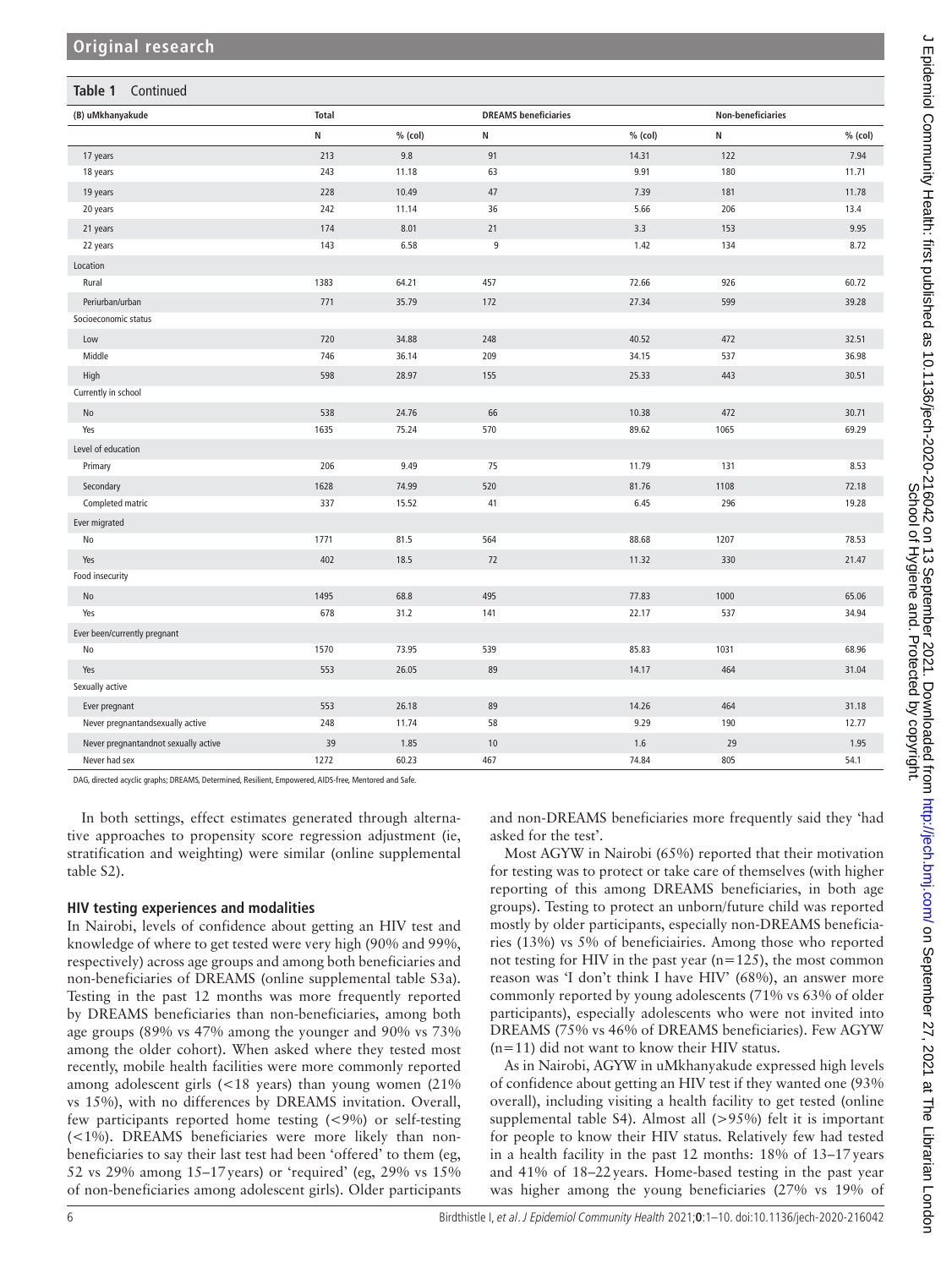**Table 1** Continued

| (B) uMkhanyakude | Total | | DREAMS beneficiaries | | Non-beneficiaries | |
|---|---|---|---|---|---|---|
| | N | % (col) | N | % (col) | N | % (col) |
| 17 years | 213 | 9.8 | 91 | 14.31 | 122 | 7.94 |
| 18 years | 243 | 11.18 | 63 | 9.91 | 180 | 11.71 |
| 19 years | 228 | 10.49 | 47 | 7.39 | 181 | 11.78 |
| 20 years | 242 | 11.14 | 36 | 5.66 | 206 | 13.4 |
| 21 years | 174 | 8.01 | 21 | 3.3 | 153 | 9.95 |
| 22 years | 143 | 6.58 | 9 | 1.42 | 134 | 8.72 |
| Location | | | | | | |
| Rural | 1383 | 64.21 | 457 | 72.66 | 926 | 60.72 |
| Periurban/urban | 771 | 35.79 | 172 | 27.34 | 599 | 39.28 |
| Socioeconomic status | | | | | | |
| Low | 720 | 34.88 | 248 | 40.52 | 472 | 32.51 |
| Middle | 746 | 36.14 | 209 | 34.15 | 537 | 36.98 |
| High | 598 | 28.97 | 155 | 25.33 | 443 | 30.51 |
| Currently in school | | | | | | |
| No | 538 | 24.76 | 66 | 10.38 | 472 | 30.71 |
| Yes | 1635 | 75.24 | 570 | 89.62 | 1065 | 69.29 |
| Level of education | | | | | | |
| Primary | 206 | 9.49 | 75 | 11.79 | 131 | 8.53 |
| Secondary | 1628 | 74.99 | 520 | 81.76 | 1108 | 72.18 |
| Completed matric | 337 | 15.52 | 41 | 6.45 | 296 | 19.28 |
| Ever migrated | | | | | | |
| No | 1771 | 81.5 | 564 | 88.68 | 1207 | 78.53 |
| Yes | 402 | 18.5 | 72 | 11.32 | 330 | 21.47 |
| Food insecurity | | | | | | |
| No | 1495 | 68.8 | 495 | 77.83 | 1000 | 65.06 |
| Yes | 678 | 31.2 | 141 | 22.17 | 537 | 34.94 |
| Ever been/currently pregnant | | | | | | |
| No | 1570 | 73.95 | 539 | 85.83 | 1031 | 68.96 |
| Yes | 553 | 26.05 | 89 | 14.17 | 464 | 31.04 |
| Sexually active | | | | | | |
| Ever pregnant | 553 | 26.18 | 89 | 14.26 | 464 | 31.18 |
| Never pregnantandsexually active | 248 | 11.74 | 58 | 9.29 | 190 | 12.77 |
| Never pregnantandnot sexually active | 39 | 1.85 | 10 | 1.6 | 29 | 1.95 |
| Never had sex | 1272 | 60.23 | 467 | 74.84 | 805 | 54.1 |

DAG, directed acyclic graphs; DREAMS, Determined, Resilient, Empowered, AIDS-free, Mentored and Safe.

In both settings, effect estimates generated through alternative approaches to propensity score regression adjustment (ie, stratification and weighting) were similar (online supplemental table S2).

### HIV testing experiences and modalities

In Nairobi, levels of confidence about getting an HIV test and knowledge of where to get tested were very high (90% and 99%, respectively) across age groups and among both beneficiaries and non-beneficiaries of DREAMS (online supplemental table S3a). Testing in the past 12 months was more frequently reported by DREAMS beneficiaries than non-beneficiaries, among both age groups (89% vs 47% among the younger and 90% vs 73% among the older cohort). When asked where they tested most recently, mobile health facilities were more commonly reported among adolescent girls (<18 years) than young women (21% vs 15%), with no differences by DREAMS invitation. Overall, few participants reported home testing (<9%) or self-testing (<1%). DREAMS beneficiaries were more likely than non-beneficiaries to say their last test had been 'offered' to them (eg, 52 vs 29% among 15–17 years) or 'required' (eg, 29% vs 15% of non-beneficiaries among adolescent girls). Older participants and non-DREAMS beneficiaries more frequently said they 'had asked for the test'.

Most AGYW in Nairobi (65%) reported that their motivation for testing was to protect or take care of themselves (with higher reporting of this among DREAMS beneficiaries, in both age groups). Testing to protect an unborn/future child was reported mostly by older participants, especially non-DREAMS beneficiaries (13%) vs 5% of beneficiaries. Among those who reported not testing for HIV in the past year (n=125), the most common reason was 'I don't think I have HIV' (68%), an answer more commonly reported by young adolescents (71% vs 63% of older participants), especially adolescents who were not invited into DREAMS (75% vs 46% of DREAMS beneficiaries). Few AGYW (n=11) did not want to know their HIV status.

As in Nairobi, AGYW in uMkhanyakude expressed high levels of confidence about getting an HIV test if they wanted one (93% overall), including visiting a health facility to get tested (online supplemental table S4). Almost all (>95%) felt it is important for people to know their HIV status. Relatively few had tested in a health facility in the past 12 months: 18% of 13–17 years and 41% of 18–22 years. Home-based testing in the past year was higher among the young beneficiaries (27% vs 19% of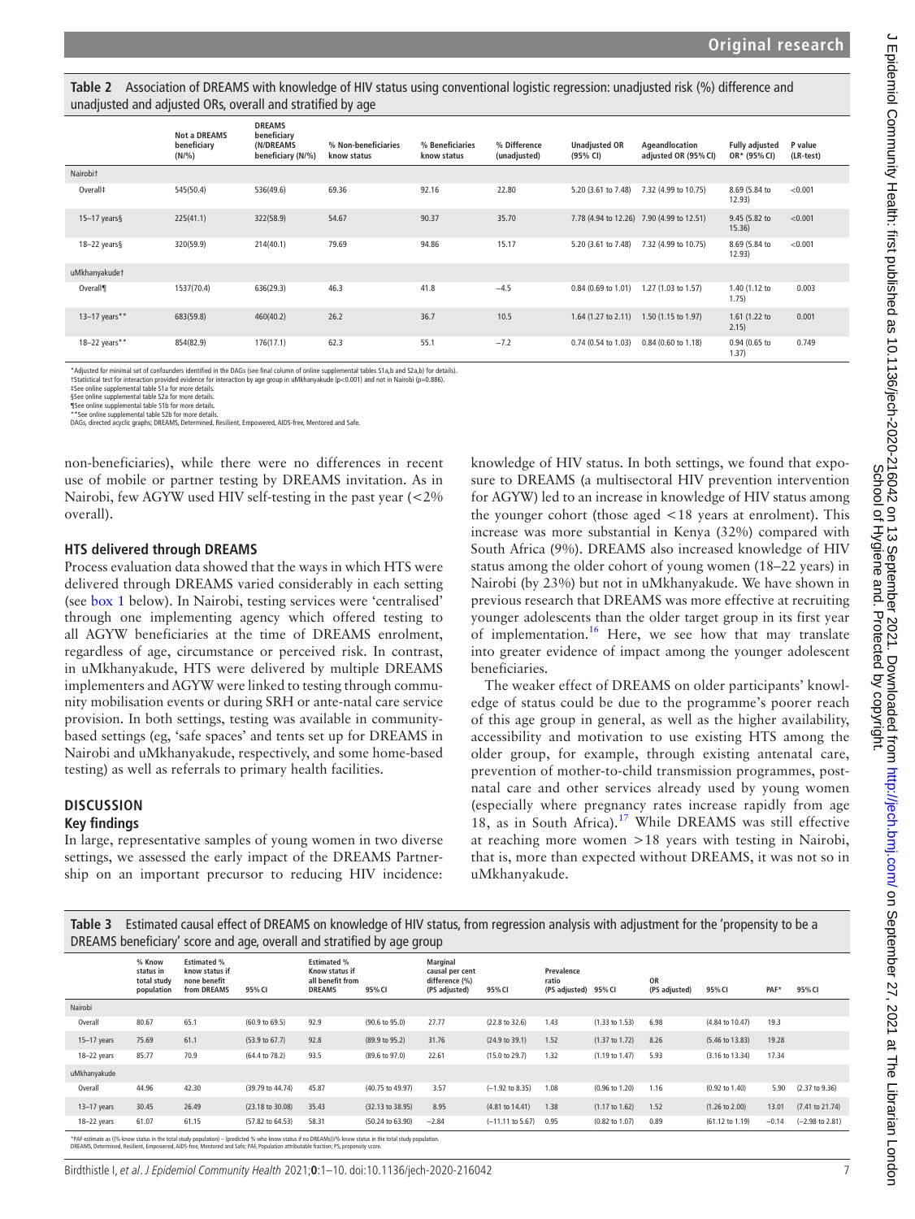**Table 2** Association of DREAMS with knowledge of HIV status using conventional logistic regression: unadjusted risk (%) difference and unadjusted and adjusted ORs, overall and stratified by age

| | Not a DREAMS beneficiary (N/%) | DREAMS beneficiary (N/DREAMS beneficiary (N/%) | % Non-beneficiaries know status | % Beneficiaries know status | % Difference (unadjusted) | Unadjusted OR (95% CI) | Ageandlocation adjusted OR (95% CI) | Fully adjusted OR* (95% CI) | P value (LR-test) |
|---|---|---|---|---|---|---|---|---|---|
| Nairobi† | | | | | | | | | |
| Overall‡ | 545(50.4) | 536(49.6) | 69.36 | 92.16 | 22.80 | 5.20 (3.61 to 7.48) | 7.32 (4.99 to 10.75) | 8.69 (5.84 to 12.93) | <0.001 |
| 15–17 years§ | 225(41.1) | 322(58.9) | 54.67 | 90.37 | 35.70 | 7.78 (4.94 to 12.26) | 7.90 (4.99 to 12.51) | 9.45 (5.82 to 15.36) | <0.001 |
| 18–22 years§ | 320(59.9) | 214(40.1) | 79.69 | 94.86 | 15.17 | 5.20 (3.61 to 7.48) | 7.32 (4.99 to 10.75) | 8.69 (5.84 to 12.93) | <0.001 |
| uMkhanyakude† | | | | | | | | | |
| Overall¶ | 1537(70.4) | 636(29.3) | 46.3 | 41.8 | −4.5 | 0.84 (0.69 to 1.01) | 1.27 (1.03 to 1.57) | 1.40 (1.12 to 1.75) | 0.003 |
| 13–17 years** | 683(59.8) | 460(40.2) | 26.2 | 36.7 | 10.5 | 1.64 (1.27 to 2.11) | 1.50 (1.15 to 1.97) | 1.61 (1.22 to 2.15) | 0.001 |
| 18–22 years** | 854(82.9) | 176(17.1) | 62.3 | 55.1 | −7.2 | 0.74 (0.54 to 1.03) | 0.84 (0.60 to 1.18) | 0.94 (0.65 to 1.37) | 0.749 |

*Adjusted for minimal set of confounders identified in the DAGs (see final column of online supplemental tables S1a,b and S2a,b) for details).
†Statistical test for interaction provided evidence for interaction by age group in uMkhanyakude (p<0.001) and not in Nairobi (p=0.886).
‡See online supplemental table S1a for more details.
§See online supplemental table S2a for more details.
¶See online supplemental table S1b for more details.
**See online supplemental table S2b for more details.
DAGs, directed acyclic graphs; DREAMS, Determined, Resilient, Empowered, AIDS-free, Mentored and Safe.

non-beneficiaries), while there were no differences in recent use of mobile or partner testing by DREAMS invitation. As in Nairobi, few AGYW used HIV self-testing in the past year (<2% overall).

### HTS delivered through DREAMS

Process evaluation data showed that the ways in which HTS were delivered through DREAMS varied considerably in each setting (see box 1 below). In Nairobi, testing services were 'centralised' through one implementing agency which offered testing to all AGYW beneficiaries at the time of DREAMS enrolment, regardless of age, circumstance or perceived risk. In contrast, in uMkhanyakude, HTS were delivered by multiple DREAMS implementers and AGYW were linked to testing through community mobilisation events or during SRH or ante-natal care service provision. In both settings, testing was available in community-based settings (eg, 'safe spaces' and tents set up for DREAMS in Nairobi and uMkhanyakude, respectively, and some home-based testing) as well as referrals to primary health facilities.

## DISCUSSION

### Key findings

In large, representative samples of young women in two diverse settings, we assessed the early impact of the DREAMS Partnership on an important precursor to reducing HIV incidence: knowledge of HIV status. In both settings, we found that exposure to DREAMS (a multisectoral HIV prevention intervention for AGYW) led to an increase in knowledge of HIV status among the younger cohort (those aged <18 years at enrolment). This increase was more substantial in Kenya (32%) compared with South Africa (9%). DREAMS also increased knowledge of HIV status among the older cohort of young women (18–22 years) in Nairobi (by 23%) but not in uMkhanyakude. We have shown in previous research that DREAMS was more effective at recruiting younger adolescents than the older target group in its first year of implementation.[16] Here, we see how that may translate into greater evidence of impact among the younger adolescent beneficiaries.

The weaker effect of DREAMS on older participants' knowledge of status could be due to the programme's poorer reach of this age group in general, as well as the higher availability, accessibility and motivation to use existing HTS among the older group, for example, through existing antenatal care, prevention of mother-to-child transmission programmes, postnatal care and other services already used by young women (especially where pregnancy rates increase rapidly from age 18, as in South Africa).[17] While DREAMS was still effective at reaching more women >18 years with testing in Nairobi, that is, more than expected without DREAMS, it was not so in uMkhanyakude.

**Table 3** Estimated causal effect of DREAMS on knowledge of HIV status, from regression analysis with adjustment for the 'propensity to be a DREAMS beneficiary' score and age, overall and stratified by age group

| | % Know status in total study population | Estimated % know status if none benefit from DREAMS | 95% CI | Estimated % Know status if all benefit from DREAMS | 95% CI | Marginal causal per cent difference (%) (PS adjusted) | 95% CI | Prevalence ratio (PS adjusted) | 95% CI | OR (PS adjusted) | 95% CI | PAF* | 95% CI |
|---|---|---|---|---|---|---|---|---|---|---|---|---|---|
| Nairobi | | | | | | | | | | | | | |
| Overall | 80.67 | 65.1 | (60.9 to 69.5) | 92.9 | (90.6 to 95.0) | 27.77 | (22.8 to 32.6) | 1.43 | (1.33 to 1.53) | 6.98 | (4.84 to 10.47) | 19.3 | |
| 15–17 years | 75.69 | 61.1 | (53.9 to 67.7) | 92.8 | (89.9 to 95.2) | 31.76 | (24.9 to 39.1) | 1.52 | (1.37 to 1.72) | 8.26 | (5.46 to 13.83) | 19.28 | |
| 18–22 years | 85.77 | 70.9 | (64.4 to 78.2) | 93.5 | (89.6 to 97.0) | 22.61 | (15.0 to 29.7) | 1.32 | (1.19 to 1.47) | 5.93 | (3.16 to 13.34) | 17.34 | |
| uMkhanyakude | | | | | | | | | | | | | |
| Overall | 44.96 | 42.30 | (39.79 to 44.74) | 45.87 | (40.75 to 49.97) | 3.57 | (−1.92 to 8.35) | 1.08 | (0.96 to 1.20) | 1.16 | (0.92 to 1.40) | 5.90 | (2.37 to 9.36) |
| 13–17 years | 30.45 | 26.49 | (23.18 to 30.08) | 35.43 | (32.13 to 38.95) | 8.95 | (4.81 to 14.41) | 1.38 | (1.17 to 1.62) | 1.52 | (1.26 to 2.00) | 13.01 | (7.41 to 21.74) |
| 18–22 years | 61.07 | 61.15 | (57.82 to 64.53) | 58.31 | (50.24 to 63.90) | −2.84 | (−11.11 to 5.67) | 0.95 | (0.82 to 1.07) | 0.89 | (61.12 to 1.19) | −0.14 | (−2.98 to 2.81) |

*PAF estimate as ((% know status in the total study population) − (predicted % who know status if no DREAMS))/% know status in the total study population.
DREAMS, Determined, Resilient, Empowered, AIDS-free, Mentored and Safe; PAF, Population attributable fraction; PS, propensity score.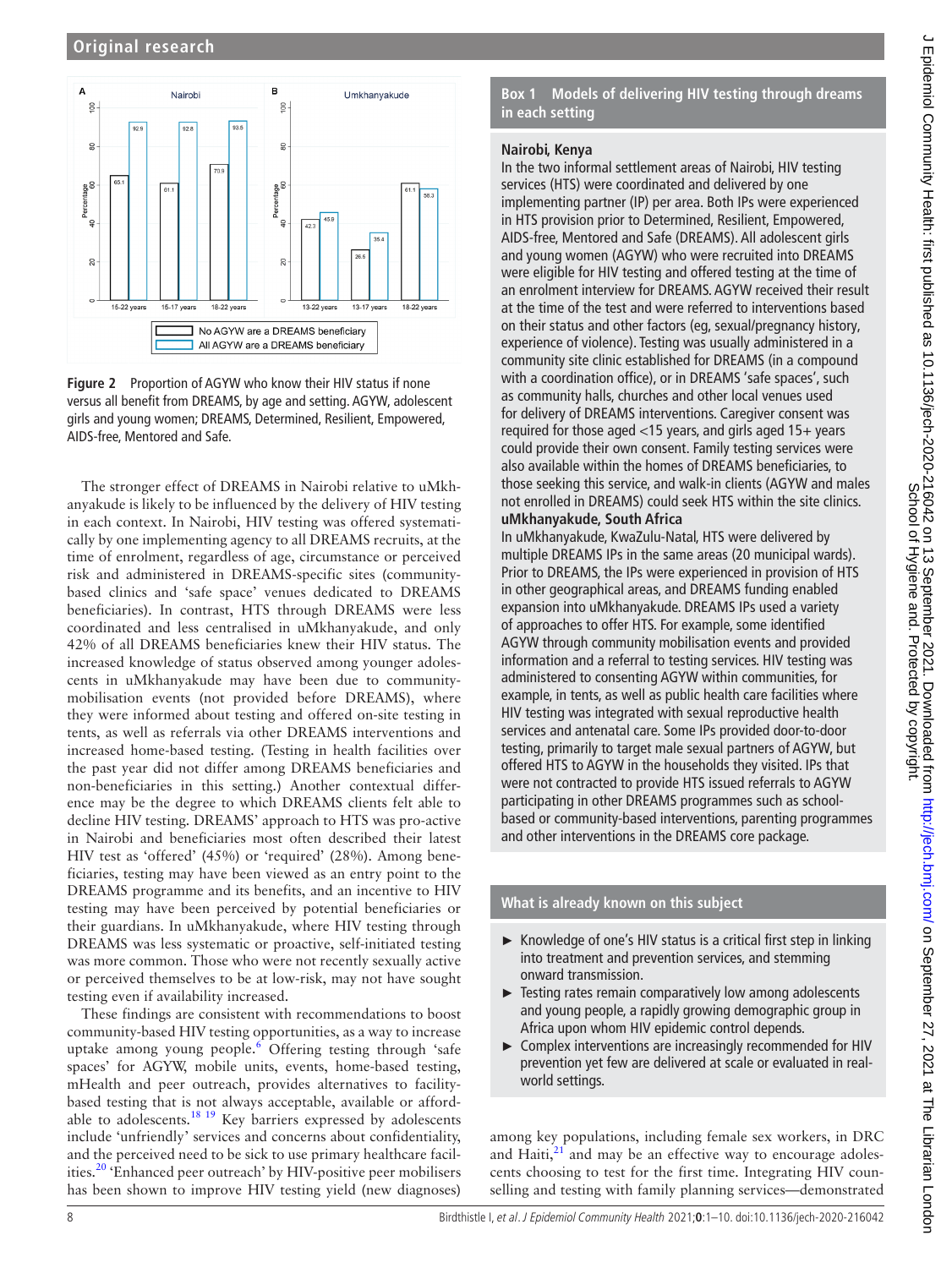Figure 2 Proportion of AGYW who know their HIV status if none versus all benefit from DREAMS, by age and setting. AGYW, adolescent girls and young women; DREAMS, Determined, Resilient, Empowered, AIDS-free, Mentored and Safe.

The stronger effect of DREAMS in Nairobi relative to uMkhanyakude is likely to be influenced by the delivery of HIV testing in each context. In Nairobi, HIV testing was offered systematically by one implementing agency to all DREAMS recruits, at the time of enrolment, regardless of age, circumstance or perceived risk and administered in DREAMS-specific sites (community-based clinics and 'safe space' venues dedicated to DREAMS beneficiaries). In contrast, HTS through DREAMS were less coordinated and less centralised in uMkhanyakude, and only 42% of all DREAMS beneficiaries knew their HIV status. The increased knowledge of status observed among younger adolescents in uMkhanyakude may have been due to community-mobilisation events (not provided before DREAMS), where they were informed about testing and offered on-site testing in tents, as well as referrals via other DREAMS interventions and increased home-based testing. (Testing in health facilities over the past year did not differ among DREAMS beneficiaries and non-beneficiaries in this setting.) Another contextual difference may be the degree to which DREAMS clients felt able to decline HIV testing. DREAMS' approach to HTS was pro-active in Nairobi and beneficiaries most often described their latest HIV test as 'offered' (45%) or 'required' (28%). Among beneficiaries, testing may have been viewed as an entry point to the DREAMS programme and its benefits, and an incentive to HIV testing may have been perceived by potential beneficiaries or their guardians. In uMkhanyakude, where HIV testing through DREAMS was less systematic or proactive, self-initiated testing was more common. Those who were not recently sexually active or perceived themselves to be at low-risk, may not have sought testing even if availability increased.

These findings are consistent with recommendations to boost community-based HIV testing opportunities, as a way to increase uptake among young people.[6] Offering testing through 'safe spaces' for AGYW, mobile units, events, home-based testing, mHealth and peer outreach, provides alternatives to facility-based testing that is not always acceptable, available or affordable to adolescents.[18 19] Key barriers expressed by adolescents include 'unfriendly' services and concerns about confidentiality, and the perceived need to be sick to use primary healthcare facilities.[20] 'Enhanced peer outreach' by HIV-positive peer mobilisers has been shown to improve HIV testing yield (new diagnoses) among key populations, including female sex workers, in DRC and Haiti,[21] and may be an effective way to encourage adolescents choosing to test for the first time. Integrating HIV counselling and testing with family planning services—demonstrated

**Box 1 Models of delivering HIV testing through dreams in each setting**

**Nairobi, Kenya**

In the two informal settlement areas of Nairobi, HIV testing services (HTS) were coordinated and delivered by one implementing partner (IP) per area. Both IPs were experienced in HTS provision prior to Determined, Resilient, Empowered, AIDS-free, Mentored and Safe (DREAMS). All adolescent girls and young women (AGYW) who were recruited into DREAMS were eligible for HIV testing and offered testing at the time of an enrolment interview for DREAMS. AGYW received their result at the time of the test and were referred to interventions based on their status and other factors (eg, sexual/pregnancy history, experience of violence). Testing was usually administered in a community site clinic established for DREAMS (in a compound with a coordination office), or in DREAMS 'safe spaces', such as community halls, churches and other local venues used for delivery of DREAMS interventions. Caregiver consent was required for those aged <15 years, and girls aged 15+ years could provide their own consent. Family testing services were also available within the homes of DREAMS beneficiaries, to those seeking this service, and walk-in clients (AGYW and males not enrolled in DREAMS) could seek HTS within the site clinics.

**uMkhanyakude, South Africa**

In uMkhanyakude, KwaZulu-Natal, HTS were delivered by multiple DREAMS IPs in the same areas (20 municipal wards). Prior to DREAMS, the IPs were experienced in provision of HTS in other geographical areas, and DREAMS funding enabled expansion into uMkhanyakude. DREAMS IPs used a variety of approaches to offer HTS. For example, some identified AGYW through community mobilisation events and provided information and a referral to testing services. HIV testing was administered to consenting AGYW within communities, for example, in tents, as well as public health care facilities where HIV testing was integrated with sexual reproductive health services and antenatal care. Some IPs provided door-to-door testing, primarily to target male sexual partners of AGYW, but offered HTS to AGYW in the households they visited. IPs that were not contracted to provide HTS issued referrals to AGYW participating in other DREAMS programmes such as school-based or community-based interventions, parenting programmes and other interventions in the DREAMS core package.

**What is already known on this subject**

- Knowledge of one's HIV status is a critical first step in linking into treatment and prevention services, and stemming onward transmission.
- Testing rates remain comparatively low among adolescents and young people, a rapidly growing demographic group in Africa upon whom HIV epidemic control depends.
- Complex interventions are increasingly recommended for HIV prevention yet few are delivered at scale or evaluated in real-world settings.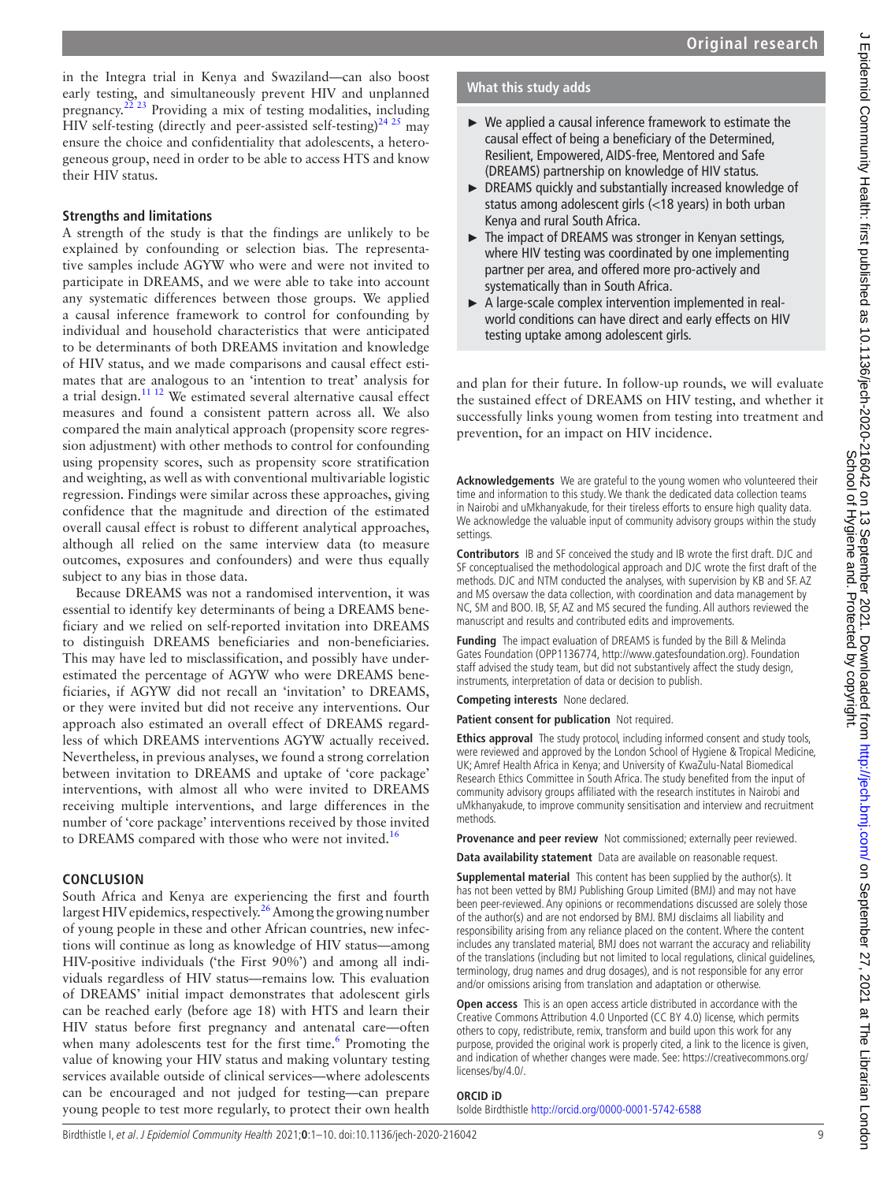in the Integra trial in Kenya and Swaziland—can also boost early testing, and simultaneously prevent HIV and unplanned pregnancy.[22 23] Providing a mix of testing modalities, including HIV self-testing (directly and peer-assisted self-testing)[24 25] may ensure the choice and confidentiality that adolescents, a heterogeneous group, need in order to be able to access HTS and know their HIV status.

### Strengths and limitations

A strength of the study is that the findings are unlikely to be explained by confounding or selection bias. The representative samples include AGYW who were and were not invited to participate in DREAMS, and we were able to take into account any systematic differences between those groups. We applied a causal inference framework to control for confounding by individual and household characteristics that were anticipated to be determinants of both DREAMS invitation and knowledge of HIV status, and we made comparisons and causal effect estimates that are analogous to an 'intention to treat' analysis for a trial design.[11 12] We estimated several alternative causal effect measures and found a consistent pattern across all. We also compared the main analytical approach (propensity score regression adjustment) with other methods to control for confounding using propensity scores, such as propensity score stratification and weighting, as well as with conventional multivariable logistic regression. Findings were similar across these approaches, giving confidence that the magnitude and direction of the estimated overall causal effect is robust to different analytical approaches, although all relied on the same interview data (to measure outcomes, exposures and confounders) and were thus equally subject to any bias in those data.

Because DREAMS was not a randomised intervention, it was essential to identify key determinants of being a DREAMS beneficiary and we relied on self-reported invitation into DREAMS to distinguish DREAMS beneficiaries and non-beneficiaries. This may have led to misclassification, and possibly have underestimated the percentage of AGYW who were DREAMS beneficiaries, if AGYW did not recall an 'invitation' to DREAMS, or they were invited but did not receive any interventions. Our approach also estimated an overall effect of DREAMS regardless of which DREAMS interventions AGYW actually received. Nevertheless, in previous analyses, we found a strong correlation between invitation to DREAMS and uptake of 'core package' interventions, with almost all who were invited to DREAMS receiving multiple interventions, and large differences in the number of 'core package' interventions received by those invited to DREAMS compared with those who were not invited.[16]

## CONCLUSION

South Africa and Kenya are experiencing the first and fourth largest HIV epidemics, respectively.[26] Among the growing number of young people in these and other African countries, new infections will continue as long as knowledge of HIV status—among HIV-positive individuals ('the First 90%') and among all individuals regardless of HIV status—remains low. This evaluation of DREAMS' initial impact demonstrates that adolescent girls can be reached early (before age 18) with HTS and learn their HIV status before first pregnancy and antenatal care—often when many adolescents test for the first time.[6] Promoting the value of knowing your HIV status and making voluntary testing services available outside of clinical services—where adolescents can be encouraged and not judged for testing—can prepare young people to test more regularly, to protect their own health and plan for their future. In follow-up rounds, we will evaluate the sustained effect of DREAMS on HIV testing, and whether it successfully links young women from testing into treatment and prevention, for an impact on HIV incidence.

### What this study adds

- We applied a causal inference framework to estimate the causal effect of being a beneficiary of the Determined, Resilient, Empowered, AIDS-free, Mentored and Safe (DREAMS) partnership on knowledge of HIV status.
- DREAMS quickly and substantially increased knowledge of status among adolescent girls (<18 years) in both urban Kenya and rural South Africa.
- The impact of DREAMS was stronger in Kenyan settings, where HIV testing was coordinated by one implementing partner per area, and offered more pro-actively and systematically than in South Africa.
- A large-scale complex intervention implemented in real-world conditions can have direct and early effects on HIV testing uptake among adolescent girls.

**Acknowledgements** We are grateful to the young women who volunteered their time and information to this study. We thank the dedicated data collection teams in Nairobi and uMkhanyakude, for their tireless efforts to ensure high quality data. We acknowledge the valuable input of community advisory groups within the study settings.

**Contributors** IB and SF conceived the study and IB wrote the first draft. DJC and SF conceptualised the methodological approach and DJC wrote the first draft of the methods. DJC and NTM conducted the analyses, with supervision by KB and SF. AZ and MS oversaw the data collection, with coordination and data management by NC, SM and BOO. IB, SF, AZ and MS secured the funding. All authors reviewed the manuscript and results and contributed edits and improvements.

**Funding** The impact evaluation of DREAMS is funded by the Bill & Melinda Gates Foundation (OPP1136774, http://www.gatesfoundation.org). Foundation staff advised the study team, but did not substantively affect the study design, instruments, interpretation of data or decision to publish.

**Competing interests** None declared.

**Patient consent for publication** Not required.

**Ethics approval** The study protocol, including informed consent and study tools, were reviewed and approved by the London School of Hygiene & Tropical Medicine, UK; Amref Health Africa in Kenya; and University of KwaZulu-Natal Biomedical Research Ethics Committee in South Africa. The study benefited from the input of community advisory groups affiliated with the research institutes in Nairobi and uMkhanyakude, to improve community sensitisation and interview and recruitment methods.

**Provenance and peer review** Not commissioned; externally peer reviewed.

**Data availability statement** Data are available on reasonable request.

**Supplemental material** This content has been supplied by the author(s). It has not been vetted by BMJ Publishing Group Limited (BMJ) and may not have been peer-reviewed. Any opinions or recommendations discussed are solely those of the author(s) and are not endorsed by BMJ. BMJ disclaims all liability and responsibility arising from any reliance placed on the content. Where the content includes any translated material, BMJ does not warrant the accuracy and reliability of the translations (including but not limited to local regulations, clinical guidelines, terminology, drug names and drug dosages), and is not responsible for any error and/or omissions arising from translation and adaptation or otherwise.

**Open access** This is an open access article distributed in accordance with the Creative Commons Attribution 4.0 Unported (CC BY 4.0) license, which permits others to copy, redistribute, remix, transform and build upon this work for any purpose, provided the original work is properly cited, a link to the licence is given, and indication of whether changes were made. See: https://creativecommons.org/licenses/by/4.0/.

### ORCID iD

Isolde Birdthistle http://orcid.org/0000-0001-5742-6588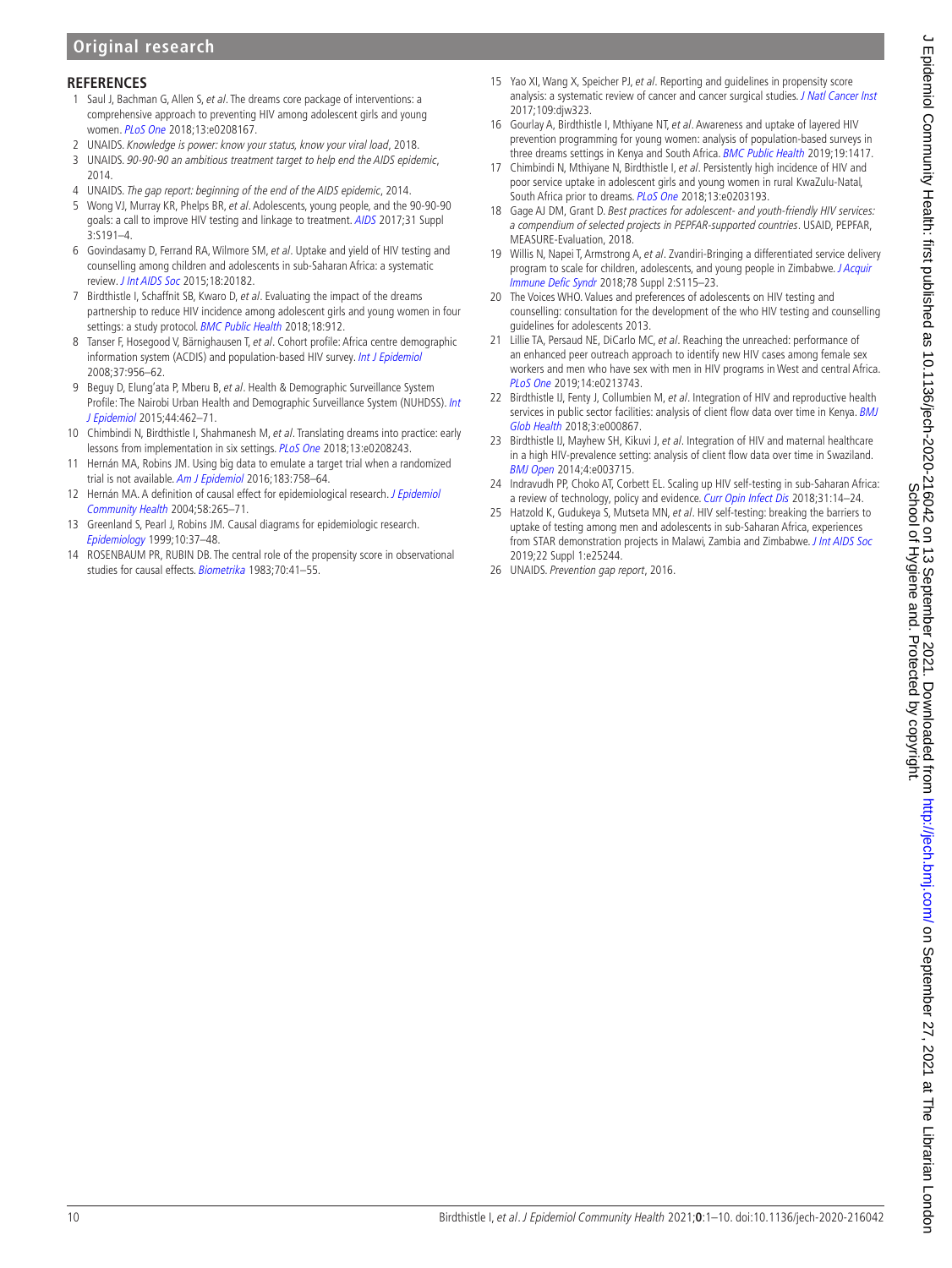## REFERENCES

1. Saul J, Bachman G, Allen S, *et al*. The dreams core package of interventions: a comprehensive approach to preventing HIV among adolescent girls and young women. *PLoS One* 2018;13:e0208167.
2. UNAIDS. *Knowledge is power: know your status, know your viral load*, 2018.
3. UNAIDS. *90-90-90 an ambitious treatment target to help end the AIDS epidemic*, 2014.
4. UNAIDS. *The gap report: beginning of the end of the AIDS epidemic*, 2014.
5. Wong VJ, Murray KR, Phelps BR, *et al*. Adolescents, young people, and the 90-90-90 goals: a call to improve HIV testing and linkage to treatment. *AIDS* 2017;31 Suppl 3:S191–4.
6. Govindasamy D, Ferrand RA, Wilmore SM, *et al*. Uptake and yield of HIV testing and counselling among children and adolescents in sub-Saharan Africa: a systematic review. *J Int AIDS Soc* 2015;18:20182.
7. Birdthistle I, Schaffnit SB, Kwaro D, *et al*. Evaluating the impact of the dreams partnership to reduce HIV incidence among adolescent girls and young women in four settings: a study protocol. *BMC Public Health* 2018;18:912.
8. Tanser F, Hosegood V, Bärnighausen T, *et al*. Cohort profile: Africa centre demographic information system (ACDIS) and population-based HIV survey. *Int J Epidemiol* 2008;37:956–62.
9. Beguy D, Elung'ata P, Mberu B, *et al*. Health & Demographic Surveillance System Profile: The Nairobi Urban Health and Demographic Surveillance System (NUHDSS). *Int J Epidemiol* 2015;44:462–71.
10. Chimbindi N, Birdthistle I, Shahmanesh M, *et al*. Translating dreams into practice: early lessons from implementation in six settings. *PLoS One* 2018;13:e0208243.
11. Hernán MA, Robins JM. Using big data to emulate a target trial when a randomized trial is not available. *Am J Epidemiol* 2016;183:758–64.
12. Hernán MA. A definition of causal effect for epidemiological research. *J Epidemiol Community Health* 2004;58:265–71.
13. Greenland S, Pearl J, Robins JM. Causal diagrams for epidemiologic research. *Epidemiology* 1999;10:37–48.
14. ROSENBAUM PR, RUBIN DB. The central role of the propensity score in observational studies for causal effects. *Biometrika* 1983;70:41–55.
15. Yao XI, Wang X, Speicher PJ, *et al*. Reporting and guidelines in propensity score analysis: a systematic review of cancer and cancer surgical studies. *J Natl Cancer Inst* 2017;109:djw323.
16. Gourlay A, Birdthistle I, Mthiyane NT, *et al*. Awareness and uptake of layered HIV prevention programming for young women: analysis of population-based surveys in three dreams settings in Kenya and South Africa. *BMC Public Health* 2019;19:1417.
17. Chimbindi N, Mthiyane N, Birdthistle I, *et al*. Persistently high incidence of HIV and poor service uptake in adolescent girls and young women in rural KwaZulu-Natal, South Africa prior to dreams. *PLoS One* 2018;13:e0203193.
18. Gage AJ DM, Grant D. *Best practices for adolescent- and youth-friendly HIV services: a compendium of selected projects in PEPFAR-supported countries*. USAID, PEPFAR, MEASURE-Evaluation, 2018.
19. Willis N, Napei T, Armstrong A, *et al*. Zvandiri-Bringing a differentiated service delivery program to scale for children, adolescents, and young people in Zimbabwe. *J Acquir Immune Defic Syndr* 2018;78 Suppl 2:S115–23.
20. The Voices WHO. Values and preferences of adolescents on HIV testing and counselling: consultation for the development of the who HIV testing and counselling guidelines for adolescents 2013.
21. Lillie TA, Persaud NE, DiCarlo MC, *et al*. Reaching the unreached: performance of an enhanced peer outreach approach to identify new HIV cases among female sex workers and men who have sex with men in HIV programs in West and central Africa. *PLoS One* 2019;14:e0213743.
22. Birdthistle IJ, Fenty J, Collumbien M, *et al*. Integration of HIV and reproductive health services in public sector facilities: analysis of client flow data over time in Kenya. *BMJ Glob Health* 2018;3:e000867.
23. Birdthistle IJ, Mayhew SH, Kikuvi J, *et al*. Integration of HIV and maternal healthcare in a high HIV-prevalence setting: analysis of client flow data over time in Swaziland. *BMJ Open* 2014;4:e003715.
24. Indravudh PP, Choko AT, Corbett EL. Scaling up HIV self-testing in sub-Saharan Africa: a review of technology, policy and evidence. *Curr Opin Infect Dis* 2018;31:14–24.
25. Hatzold K, Gudukeya S, Mutseta MN, *et al*. HIV self-testing: breaking the barriers to uptake of testing among men and adolescents in sub-Saharan Africa, experiences from STAR demonstration projects in Malawi, Zambia and Zimbabwe. *J Int AIDS Soc* 2019;22 Suppl 1:e25244.
26. UNAIDS. *Prevention gap report*, 2016.